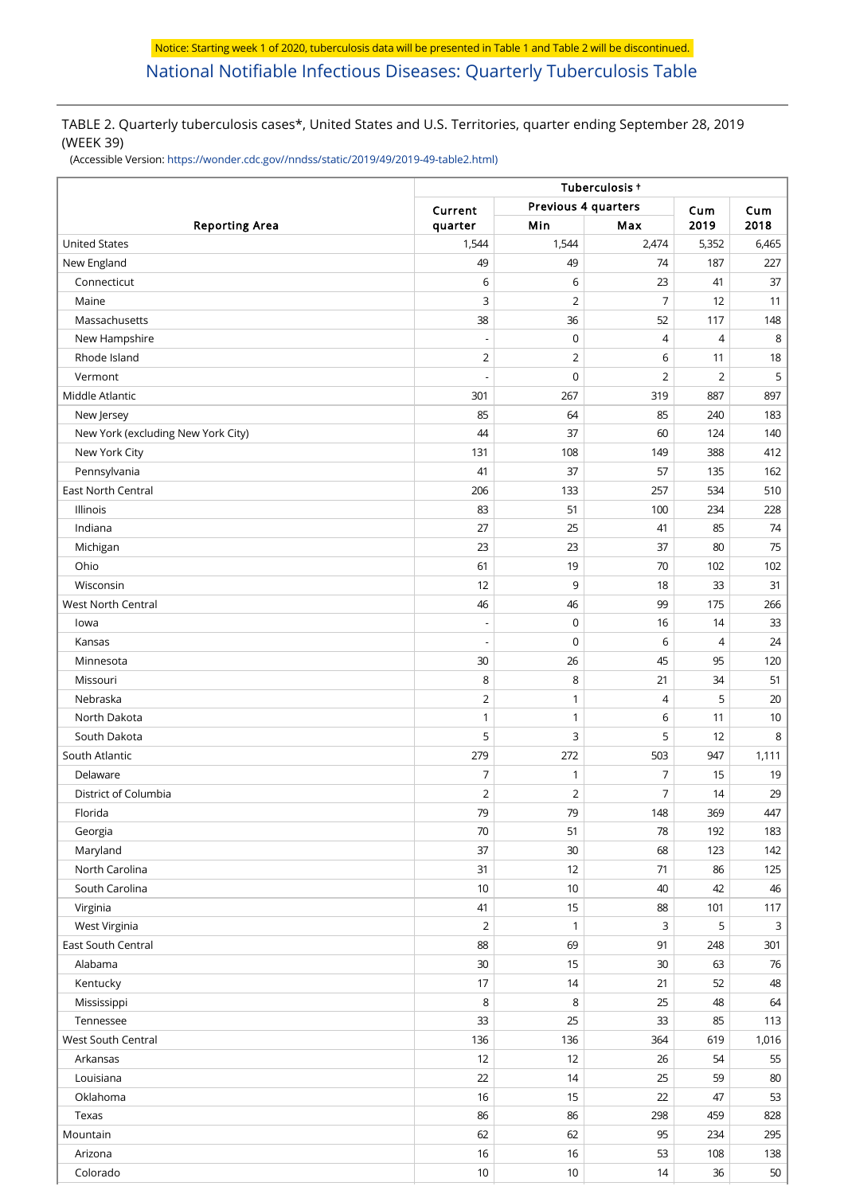Notice: Starting week 1 of 2020, tuberculosis data will be presented in Table 1 and Table 2 will be discontinued.

# National Notifiable Infectious Diseases: Quarterly Tuberculosis Table

TABLE 2. Quarterly tuberculosis cases*, United States and U.S. Territories, quarter ending September 28, 2019 (WEEK 39)

(Accessible Version: https://wonder.cdc.gov//nndss/static/2019/49/2019-49-table2.html)

| Reporting Area | Tuberculosis † | | | | |
|---|---|---|---|---|---|
| | Current quarter | Previous 4 quarters | | Cum 2019 | Cum 2018 |
| | | Min | Max | | |
| United States | 1,544 | 1,544 | 2,474 | 5,352 | 6,465 |
| New England | 49 | 49 | 74 | 187 | 227 |
| Connecticut | 6 | 6 | 23 | 41 | 37 |
| Maine | 3 | 2 | 7 | 12 | 11 |
| Massachusetts | 38 | 36 | 52 | 117 | 148 |
| New Hampshire | - | 0 | 4 | 4 | 8 |
| Rhode Island | 2 | 2 | 6 | 11 | 18 |
| Vermont | - | 0 | 2 | 2 | 5 |
| Middle Atlantic | 301 | 267 | 319 | 887 | 897 |
| New Jersey | 85 | 64 | 85 | 240 | 183 |
| New York (excluding New York City) | 44 | 37 | 60 | 124 | 140 |
| New York City | 131 | 108 | 149 | 388 | 412 |
| Pennsylvania | 41 | 37 | 57 | 135 | 162 |
| East North Central | 206 | 133 | 257 | 534 | 510 |
| Illinois | 83 | 51 | 100 | 234 | 228 |
| Indiana | 27 | 25 | 41 | 85 | 74 |
| Michigan | 23 | 23 | 37 | 80 | 75 |
| Ohio | 61 | 19 | 70 | 102 | 102 |
| Wisconsin | 12 | 9 | 18 | 33 | 31 |
| West North Central | 46 | 46 | 99 | 175 | 266 |
| Iowa | - | 0 | 16 | 14 | 33 |
| Kansas | - | 0 | 6 | 4 | 24 |
| Minnesota | 30 | 26 | 45 | 95 | 120 |
| Missouri | 8 | 8 | 21 | 34 | 51 |
| Nebraska | 2 | 1 | 4 | 5 | 20 |
| North Dakota | 1 | 1 | 6 | 11 | 10 |
| South Dakota | 5 | 3 | 5 | 12 | 8 |
| South Atlantic | 279 | 272 | 503 | 947 | 1,111 |
| Delaware | 7 | 1 | 7 | 15 | 19 |
| District of Columbia | 2 | 2 | 7 | 14 | 29 |
| Florida | 79 | 79 | 148 | 369 | 447 |
| Georgia | 70 | 51 | 78 | 192 | 183 |
| Maryland | 37 | 30 | 68 | 123 | 142 |
| North Carolina | 31 | 12 | 71 | 86 | 125 |
| South Carolina | 10 | 10 | 40 | 42 | 46 |
| Virginia | 41 | 15 | 88 | 101 | 117 |
| West Virginia | 2 | 1 | 3 | 5 | 3 |
| East South Central | 88 | 69 | 91 | 248 | 301 |
| Alabama | 30 | 15 | 30 | 63 | 76 |
| Kentucky | 17 | 14 | 21 | 52 | 48 |
| Mississippi | 8 | 8 | 25 | 48 | 64 |
| Tennessee | 33 | 25 | 33 | 85 | 113 |
| West South Central | 136 | 136 | 364 | 619 | 1,016 |
| Arkansas | 12 | 12 | 26 | 54 | 55 |
| Louisiana | 22 | 14 | 25 | 59 | 80 |
| Oklahoma | 16 | 15 | 22 | 47 | 53 |
| Texas | 86 | 86 | 298 | 459 | 828 |
| Mountain | 62 | 62 | 95 | 234 | 295 |
| Arizona | 16 | 16 | 53 | 108 | 138 |
| Colorado | 10 | 10 | 14 | 36 | 50 |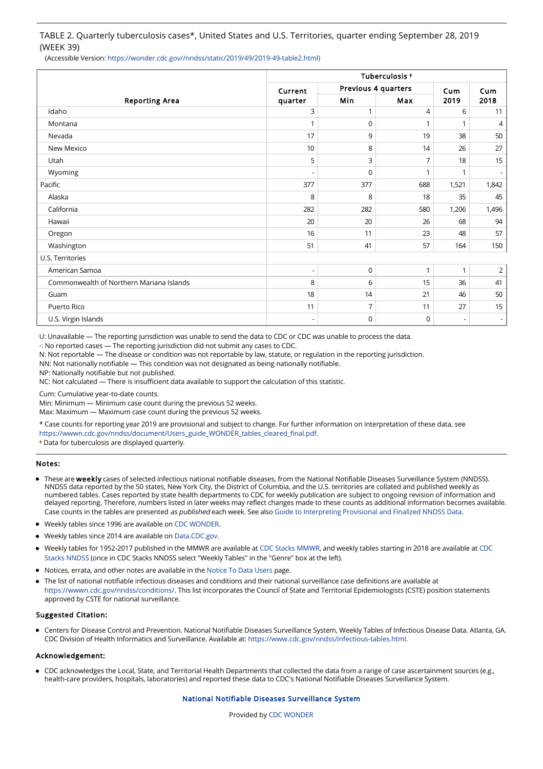TABLE 2. Quarterly tuberculosis cases*, United States and U.S. Territories, quarter ending September 28, 2019 (WEEK 39)

(Accessible Version: https://wonder.cdc.gov//nndss/static/2019/49/2019-49-table2.html)

| Reporting Area | Tuberculosis † | | | | |
|---|---|---|---|---|---|
| | Current quarter | Previous 4 quarters | | Cum 2019 | Cum 2018 |
| | | Min | Max | | |
| Idaho | 3 | 1 | 4 | 6 | 11 |
| Montana | 1 | 0 | 1 | 1 | 4 |
| Nevada | 17 | 9 | 19 | 38 | 50 |
| New Mexico | 10 | 8 | 14 | 26 | 27 |
| Utah | 5 | 3 | 7 | 18 | 15 |
| Wyoming | - | 0 | 1 | 1 | - |
| Pacific | 377 | 377 | 688 | 1,521 | 1,842 |
| Alaska | 8 | 8 | 18 | 35 | 45 |
| California | 282 | 282 | 580 | 1,206 | 1,496 |
| Hawaii | 20 | 20 | 26 | 68 | 94 |
| Oregon | 16 | 11 | 23 | 48 | 57 |
| Washington | 51 | 41 | 57 | 164 | 150 |
| U.S. Territories | | | | | |
| American Samoa | - | 0 | 1 | 1 | 2 |
| Commonwealth of Northern Mariana Islands | 8 | 6 | 15 | 36 | 41 |
| Guam | 18 | 14 | 21 | 46 | 50 |
| Puerto Rico | 11 | 7 | 11 | 27 | 15 |
| U.S. Virgin Islands | - | 0 | 0 | - | - |

U: Unavailable — The reporting jurisdiction was unable to send the data to CDC or CDC was unable to process the data.
-: No reported cases — The reporting jurisdiction did not submit any cases to CDC.
N: Not reportable — The disease or condition was not reportable by law, statute, or regulation in the reporting jurisdiction.
NN: Not nationally notifiable — This condition was not designated as being nationally notifiable.
NP: Nationally notifiable but not published.
NC: Not calculated — There is insufficient data available to support the calculation of this statistic.

Cum: Cumulative year-to-date counts.
Min: Minimum — Minimum case count during the previous 52 weeks.
Max: Maximum — Maximum case count during the previous 52 weeks.

* Case counts for reporting year 2019 are provisional and subject to change. For further information on interpretation of these data, see https://wwwn.cdc.gov/nndss/document/Users_guide_WONDER_tables_cleared_final.pdf.
† Data for tuberculosis are displayed quarterly.

### Notes:

- These are **weekly** cases of selected infectious national notifiable diseases, from the National Notifiable Diseases Surveillance System (NNDSS). NNDSS data reported by the 50 states, New York City, the District of Columbia, and the U.S. territories are collated and published weekly as numbered tables. Cases reported by state health departments to CDC for weekly publication are subject to ongoing revision of information and delayed reporting. Therefore, numbers listed in later weeks may reflect changes made to these counts as additional information becomes available. Case counts in the tables are presented *as published* each week. See also Guide to Interpreting Provisional and Finalized NNDSS Data.
- Weekly tables since 1996 are available on CDC WONDER.
- Weekly tables since 2014 are available on Data.CDC.gov.
- Weekly tables for 1952-2017 published in the MMWR are available at CDC Stacks MMWR, and weekly tables starting in 2018 are available at CDC Stacks NNDSS (once in CDC Stacks NNDSS select "Weekly Tables" in the "Genre" box at the left).
- Notices, errata, and other notes are available in the Notice To Data Users page.
- The list of national notifiable infectious diseases and conditions and their national surveillance case definitions are available at https://wwwn.cdc.gov/nndss/conditions/. This list incorporates the Council of State and Territorial Epidemiologists (CSTE) position statements approved by CSTE for national surveillance.

### Suggested Citation:

- Centers for Disease Control and Prevention. National Notifiable Diseases Surveillance System, Weekly Tables of Infectious Disease Data. Atlanta, GA. CDC Division of Health Informatics and Surveillance. Available at: https://www.cdc.gov/nndss/infectious-tables.html.

### Acknowledgement:

- CDC acknowledges the Local, State, and Territorial Health Departments that collected the data from a range of case ascertainment sources (e.g., health-care providers, hospitals, laboratories) and reported these data to CDC's National Notifiable Diseases Surveillance System.

National Notifiable Diseases Surveillance System

Provided by CDC WONDER